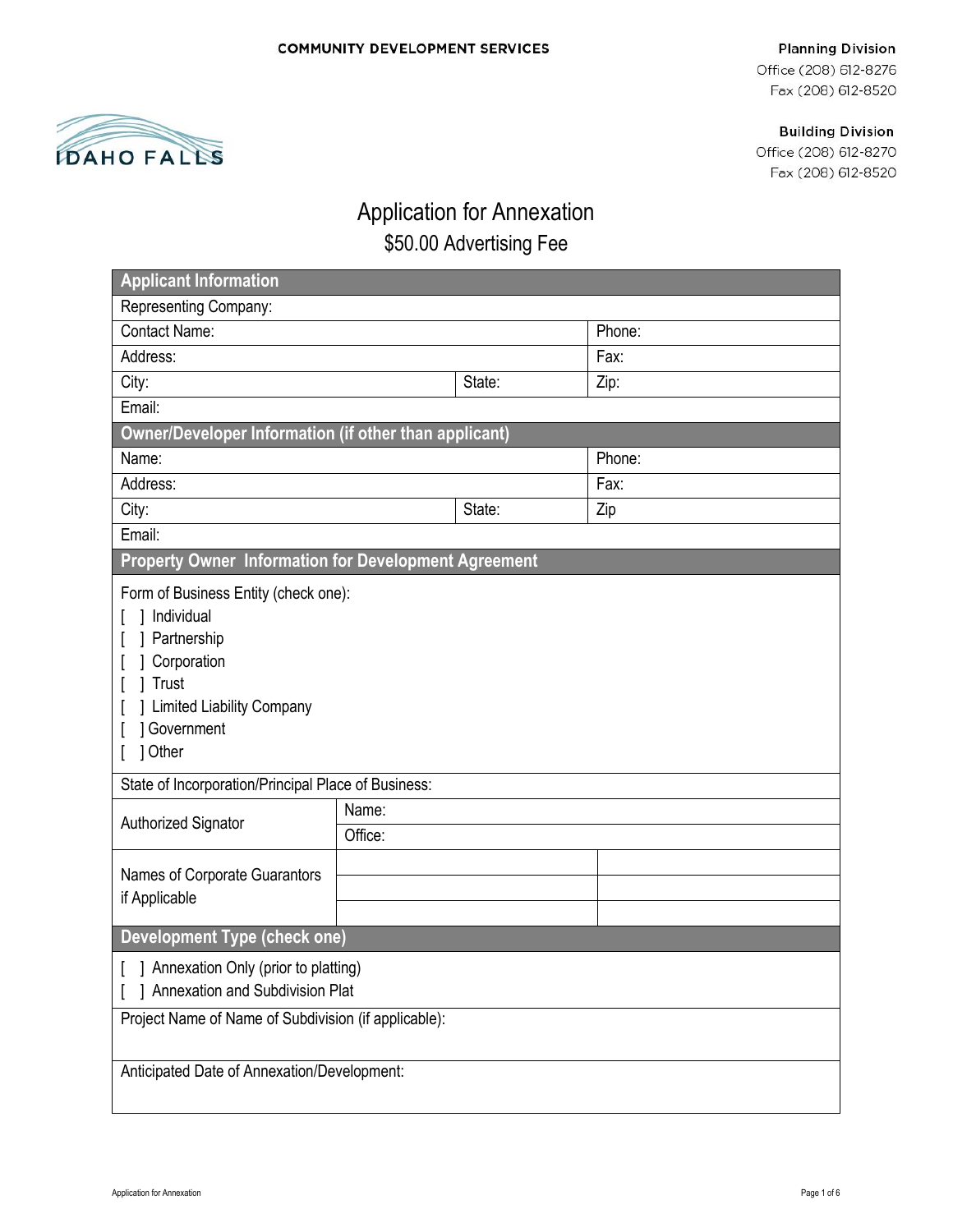COMMUNITY DEVELOPMENT SERVICES

IDAHO FALLS

**Planning Division**
Office (208) 612-8276
Fax (208) 612-8520

**Building Division**
Office (208) 612-8270
Fax (208) 612-8520

# Application for Annexation

## $50.00 Advertising Fee

| **Applicant Information** | | |
|---|---|---|
| Representing Company: | | |
| Contact Name: | | Phone: |
| Address: | | Fax: |
| City: | State: | Zip: |
| Email: | | |
| **Owner/Developer Information (if other than applicant)** | | |
| Name: | | Phone: |
| Address: | | Fax: |
| City: | State: | Zip |
| Email: | | |

| **Property Owner Information for Development Agreement** | | |
|---|---|---|
| Form of Business Entity (check one):<br>[ ] Individual<br>[ ] Partnership<br>[ ] Corporation<br>[ ] Trust<br>[ ] Limited Liability Company<br>[ ] Government<br>[ ] Other | | |
| State of Incorporation/Principal Place of Business: | | |
| Authorized Signator | Name: | |
| | Office: | |
| Names of Corporate Guarantors if Applicable | | |
| | | |
| | | |

| **Development Type (check one)** |
|---|
| [ ] Annexation Only (prior to platting)<br>[ ] Annexation and Subdivision Plat |
| Project Name of Name of Subdivision (if applicable): |
| Anticipated Date of Annexation/Development: |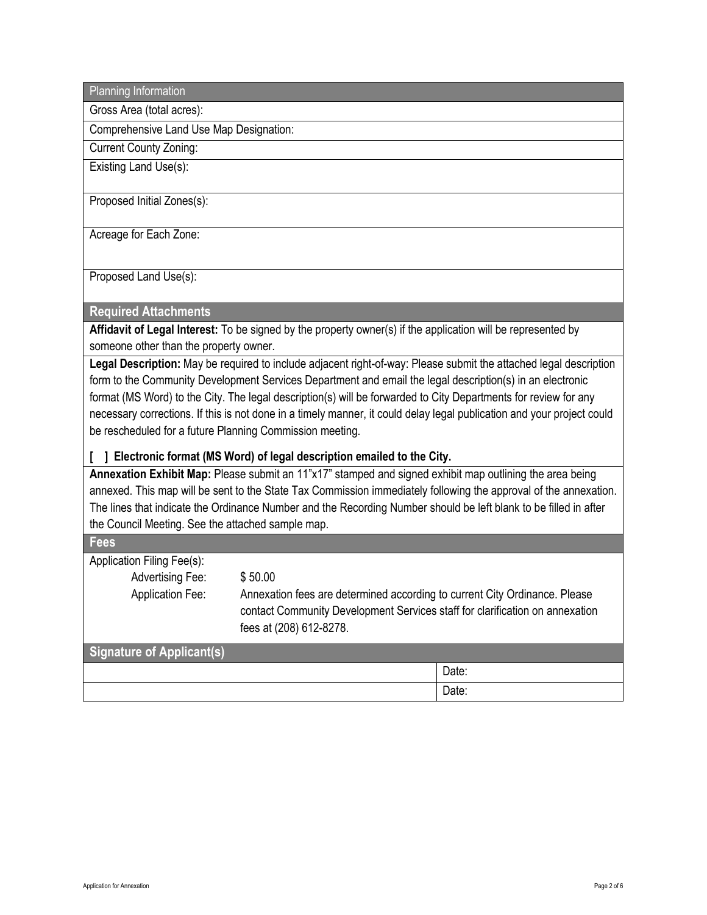## Planning Information

Gross Area (total acres):

Comprehensive Land Use Map Designation:

Current County Zoning:

Existing Land Use(s):

Proposed Initial Zones(s):

Acreage for Each Zone:

Proposed Land Use(s):

## Required Attachments

**Affidavit of Legal Interest:** To be signed by the property owner(s) if the application will be represented by someone other than the property owner.

**Legal Description:** May be required to include adjacent right-of-way: Please submit the attached legal description form to the Community Development Services Department and email the legal description(s) in an electronic format (MS Word) to the City. The legal description(s) will be forwarded to City Departments for review for any necessary corrections. If this is not done in a timely manner, it could delay legal publication and your project could be rescheduled for a future Planning Commission meeting.

**[ ] Electronic format (MS Word) of legal description emailed to the City.**

**Annexation Exhibit Map:** Please submit an 11"x17" stamped and signed exhibit map outlining the area being annexed. This map will be sent to the State Tax Commission immediately following the approval of the annexation. The lines that indicate the Ordinance Number and the Recording Number should be left blank to be filled in after the Council Meeting. See the attached sample map.

## Fees

Application Filing Fee(s):

| | |
|---|---|
| Advertising Fee: | $ 50.00 |
| Application Fee: | Annexation fees are determined according to current City Ordinance. Please contact Community Development Services staff for clarification on annexation fees at (208) 612-8278. |

## Signature of Applicant(s)

| | |
|---|---|
| | Date: |
| | Date: |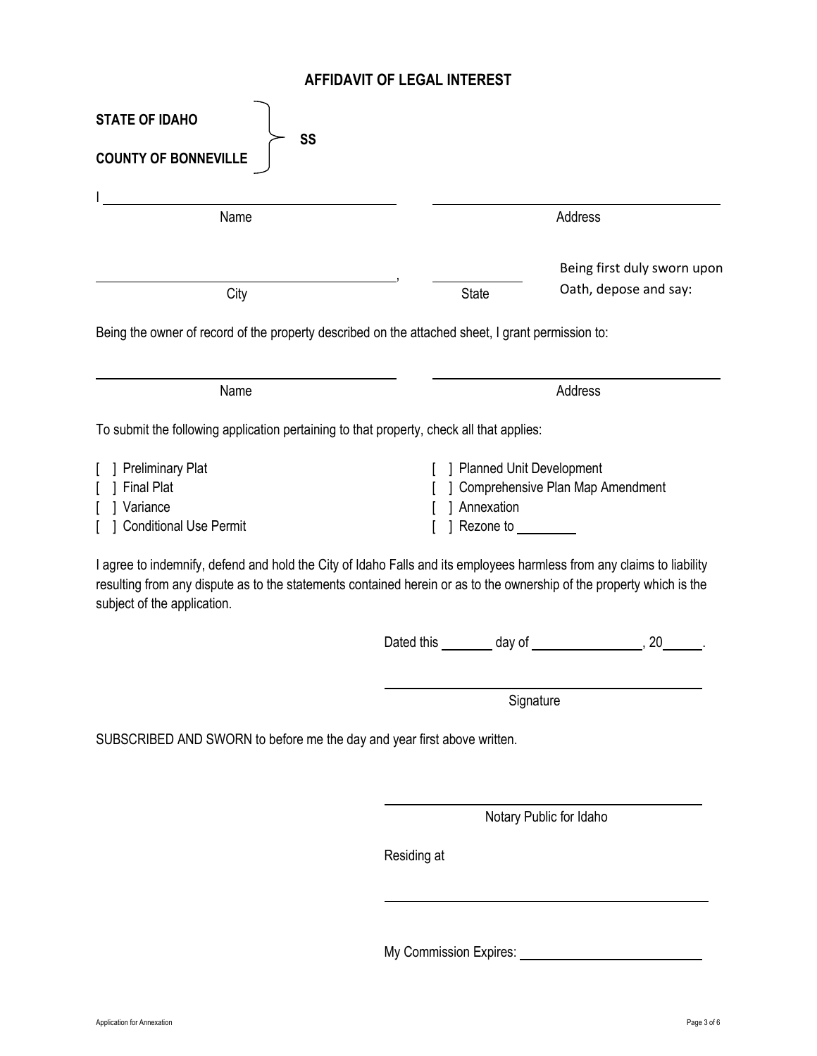# AFFIDAVIT OF LEGAL INTEREST

**STATE OF IDAHO** } **SS**

**COUNTY OF BONNEVILLE**

I ______________________________ ______________________________
Name Address

______________________________, ____________ Being first duly sworn upon Oath, depose and say:
City State

Being the owner of record of the property described on the attached sheet, I grant permission to:

______________________________ ______________________________
Name Address

To submit the following application pertaining to that property, check all that applies:

[ ] Preliminary Plat
[ ] Final Plat
[ ] Variance
[ ] Conditional Use Permit
[ ] Planned Unit Development
[ ] Comprehensive Plan Map Amendment
[ ] Annexation
[ ] Rezone to ________

I agree to indemnify, defend and hold the City of Idaho Falls and its employees harmless from any claims to liability resulting from any dispute as to the statements contained herein or as to the ownership of the property which is the subject of the application.

Dated this ________ day of ________________, 20______.

______________________________
Signature

SUBSCRIBED AND SWORN to before me the day and year first above written.

______________________________
Notary Public for Idaho

Residing at

______________________________

My Commission Expires: ______________________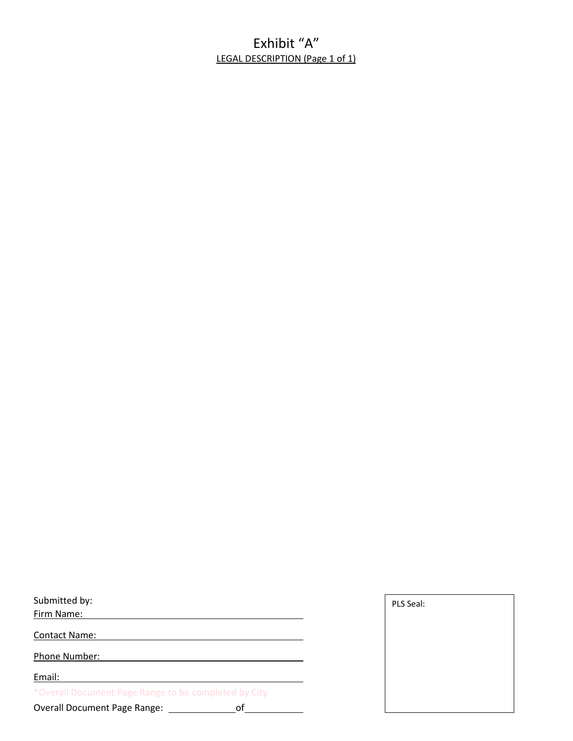# Exhibit "A"

LEGAL DESCRIPTION (Page 1 of 1)

Submitted by:

Firm Name: ______________________________

Contact Name: ______________________________

Phone Number: ______________________________

Email: ______________________________

*Overall Document Page Range to be completed by City

Overall Document Page Range: __________ of __________

PLS Seal: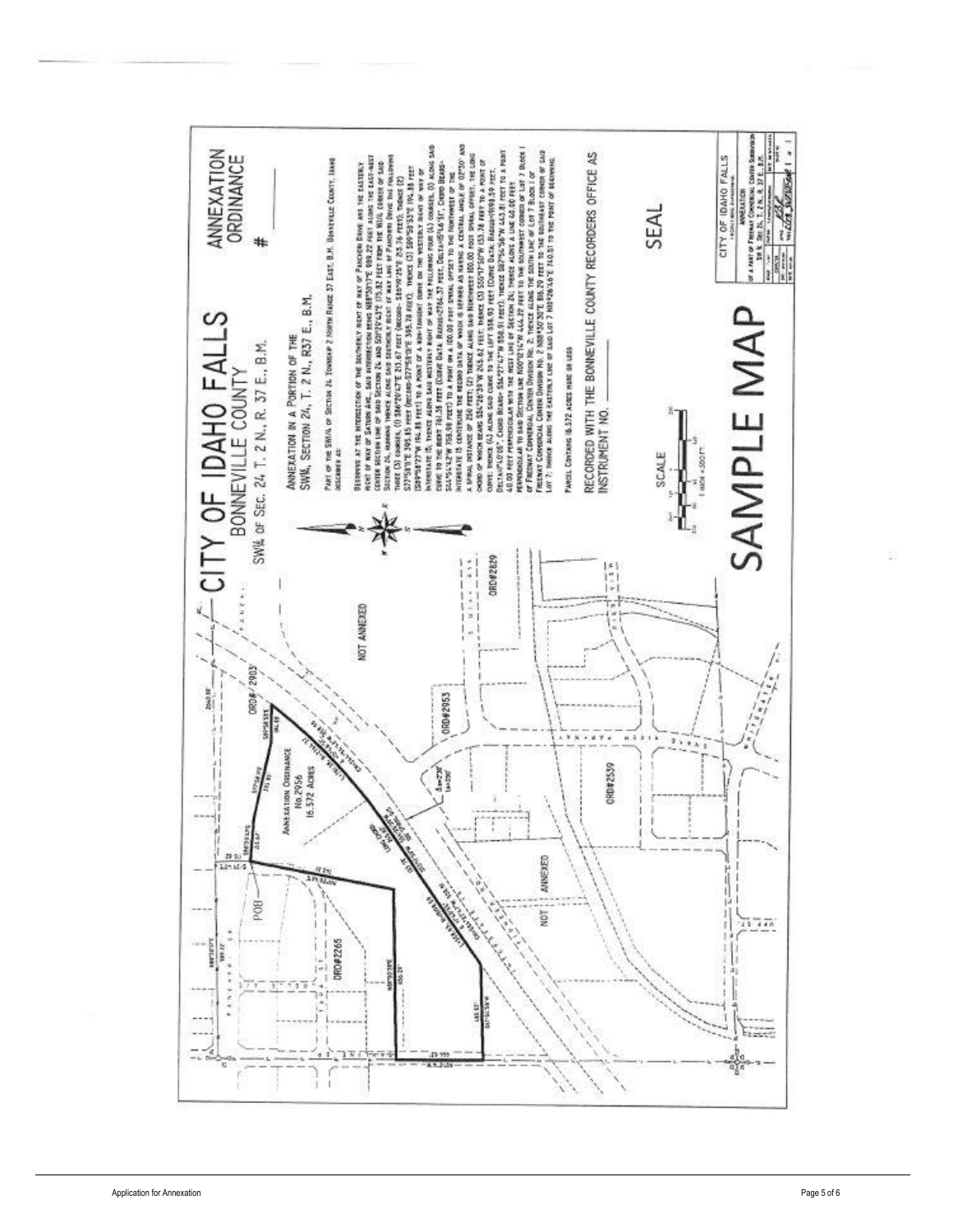# CITY OF IDAHO FALLS

## BONNEVILLE COUNTY

SW¼ OF SEC. 24 T. 2 N., R. 37 E., B.M.

# ANNEXATION ORDINANCE

#

ANNEXATION IN A PORTION OF THE SW¼, SECTION 24, T. 2 N., R37 E., B.M.

PART OF THE SW¼ OF SECTION 24 TOWNSHIP 2 NORTH RANGE 37 EAST, B.M. BONNEVILLE COUNTY, IDAHO DESCRIBED AS:

BEGINNING AT THE INTERSECTION OF THE SOUTHERLY RIGHT OF WAY OF PANCHERI DRIVE AND THE EASTERLY RIGHT OF WAY OF SATURN AVE, SAID INTERSECTION BEING N89°09'11"E 699.22 FEET ALONG THE EAST-WEST CENTER SECTION LINE OF SAID SECTION 24 AND S01°07'42"E 175.52 FEET FROM THE W1/4 CORNER OF SAID SECTION 24, RUNNING THENCE ALONG SAID SOUTHERLY RIGHT OF WAY LINE OF PANCHERI DRIVE THE FOLLOWING THREE (3) COURSES, (1) S86°20'47"E 215.67 FEET (RECORD- S85°01'25"E 215.76 FEET); THENCE (2) S77°58'11"E 395.85 FEET (RECORD-S77°58'10"E 395.78 FEET); THENCE (3) S89°58'53"E 194.88 FEET (S89°58'27"W 194.88 FEET) TO A POINT OF A NON-TANGENT CURVE ON THE WESTERLY RIGHT OF WAY OF INTERSTATE 15, THENCE ALONG SAID WESTERLY RIGHT OF WAY THE FOLLOWING FOUR (4) COURSES, (1) ALONG SAID CURVE TO THE RIGHT 761.38 FEET (CURVE DATA: RADIUS=2764.37 FEET, DELTA=15°46'51", CHORD BEARS= S44°14'12"W 758.98 FEET) TO A POINT ON A 100.00 FOOT SPIRAL OFFSET TO THE NORTHWEST OF THE INTERSTATE 15 CENTERLINE THE RECORD DATA OF WHICH IS DEFINED AS HAVING A CENTRAL ANGLE OF 02°30' AND A SPIRAL DISTANCE OF 250 FEET; (2) THENCE ALONG SAID NORTHWEST 100.00 FOOT SPIRAL OFFSET, THE LONG CHORD OF WHICH BEARS S56°26'39"W 245.62 FEET; THENCE (3) S55°17'50"W 153.78 FEET TO A POINT OF CURVE; THENCE (4) ALONG SAID CURVE TO THE LEFT 558.93 FEET (CURVE DATA: RADIUS=5938.59 FEET, DELTA=5°40'05", CHORD BEARS= S56°27'47"W 558.91 FEET); THENCE S87°54'56"W 443.81 FEET TO A POINT 40.00 FEET PERPENDICULAR WITH THE WEST LINE OF SECTION 24; THENCE ALONG A LINE 40.00 FEET PERPENDICULAR TO SAID SECTION LINE N00°12'16"W 444.22 FEET TO THE SOUTHWEST CORNER OF LOT 7 BLOCK 1 OF FREEWAY COMMERCIAL CENTER DIVISION NO. 2, THENCE ALONG THE SOUTH LINE OF LOT 7 BLOCK 1 OF FREEWAY COMMERCIAL CENTER DIVISION NO. 2 N88°50'30"E 186.29 FEET TO THE SOUTHEAST CORNER OF SAID LOT 7; THENCE ALONG THE EASTERLY LINE OF SAID LOT 7 N05°26'46"E 740.51 TO THE POINT OF BEGINNING.

PARCEL CONTAINS 16.372 ACRES MORE OR LESS

RECORDED WITH THE BONNEVILLE COUNTY RECORDERS OFFICE AS INSTRUMENT NO. \_\_\_\_\_\_\_\_\_\_

SEAL

SCALE

1 INCH = 350FT.

# SAMPLE MAP

ANNEXATION ORDINANCE No. 2956 16.372 ACRES

NOT ANNEXED

ORD#2903

ORD#2953

ORD#2829

ORD#2539

ORD#2265

POB

CITY OF IDAHO FALLS

ANNEXATION

OF A PART OF FREEWAY COMMERCIAL CENTER SUBDIVISION SW ¼, SEC. 24, T. 2 N., R. 37 E., B.M.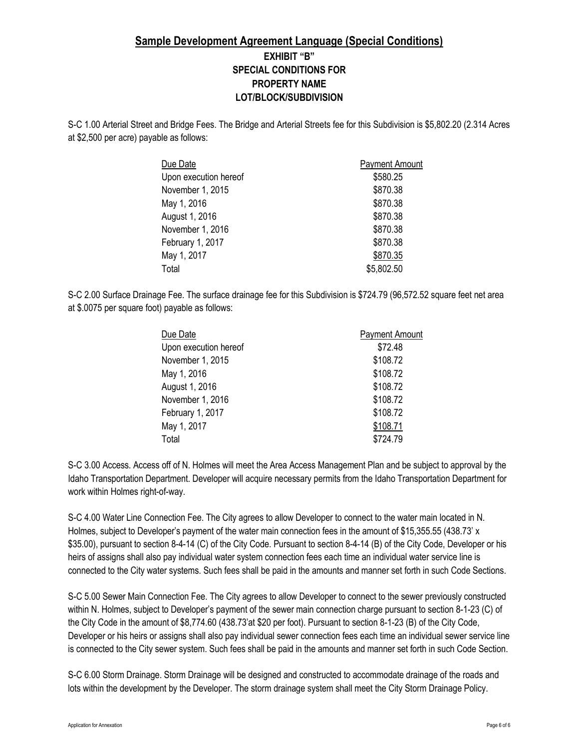## Sample Development Agreement Language (Special Conditions)

### EXHIBIT "B"
### SPECIAL CONDITIONS FOR
### PROPERTY NAME
### LOT/BLOCK/SUBDIVISION

S-C 1.00 Arterial Street and Bridge Fees. The Bridge and Arterial Streets fee for this Subdivision is $5,802.20 (2.314 Acres at $2,500 per acre) payable as follows:

| Due Date | Payment Amount |
|---|---|
| Upon execution hereof | $580.25 |
| November 1, 2015 | $870.38 |
| May 1, 2016 | $870.38 |
| August 1, 2016 | $870.38 |
| November 1, 2016 | $870.38 |
| February 1, 2017 | $870.38 |
| May 1, 2017 | $870.35 |
| Total | $5,802.50 |

S-C 2.00 Surface Drainage Fee. The surface drainage fee for this Subdivision is $724.79 (96,572.52 square feet net area at $.0075 per square foot) payable as follows:

| Due Date | Payment Amount |
|---|---|
| Upon execution hereof | $72.48 |
| November 1, 2015 | $108.72 |
| May 1, 2016 | $108.72 |
| August 1, 2016 | $108.72 |
| November 1, 2016 | $108.72 |
| February 1, 2017 | $108.72 |
| May 1, 2017 | $108.71 |
| Total | $724.79 |

S-C 3.00 Access. Access off of N. Holmes will meet the Area Access Management Plan and be subject to approval by the Idaho Transportation Department. Developer will acquire necessary permits from the Idaho Transportation Department for work within Holmes right-of-way.

S-C 4.00 Water Line Connection Fee. The City agrees to allow Developer to connect to the water main located in N. Holmes, subject to Developer's payment of the water main connection fees in the amount of $15,355.55 (438.73' x $35.00), pursuant to section 8-4-14 (C) of the City Code. Pursuant to section 8-4-14 (B) of the City Code, Developer or his heirs of assigns shall also pay individual water system connection fees each time an individual water service line is connected to the City water systems. Such fees shall be paid in the amounts and manner set forth in such Code Sections.

S-C 5.00 Sewer Main Connection Fee. The City agrees to allow Developer to connect to the sewer previously constructed within N. Holmes, subject to Developer's payment of the sewer main connection charge pursuant to section 8-1-23 (C) of the City Code in the amount of $8,774.60 (438.73'at $20 per foot). Pursuant to section 8-1-23 (B) of the City Code, Developer or his heirs or assigns shall also pay individual sewer connection fees each time an individual sewer service line is connected to the City sewer system. Such fees shall be paid in the amounts and manner set forth in such Code Section.

S-C 6.00 Storm Drainage. Storm Drainage will be designed and constructed to accommodate drainage of the roads and lots within the development by the Developer. The storm drainage system shall meet the City Storm Drainage Policy.